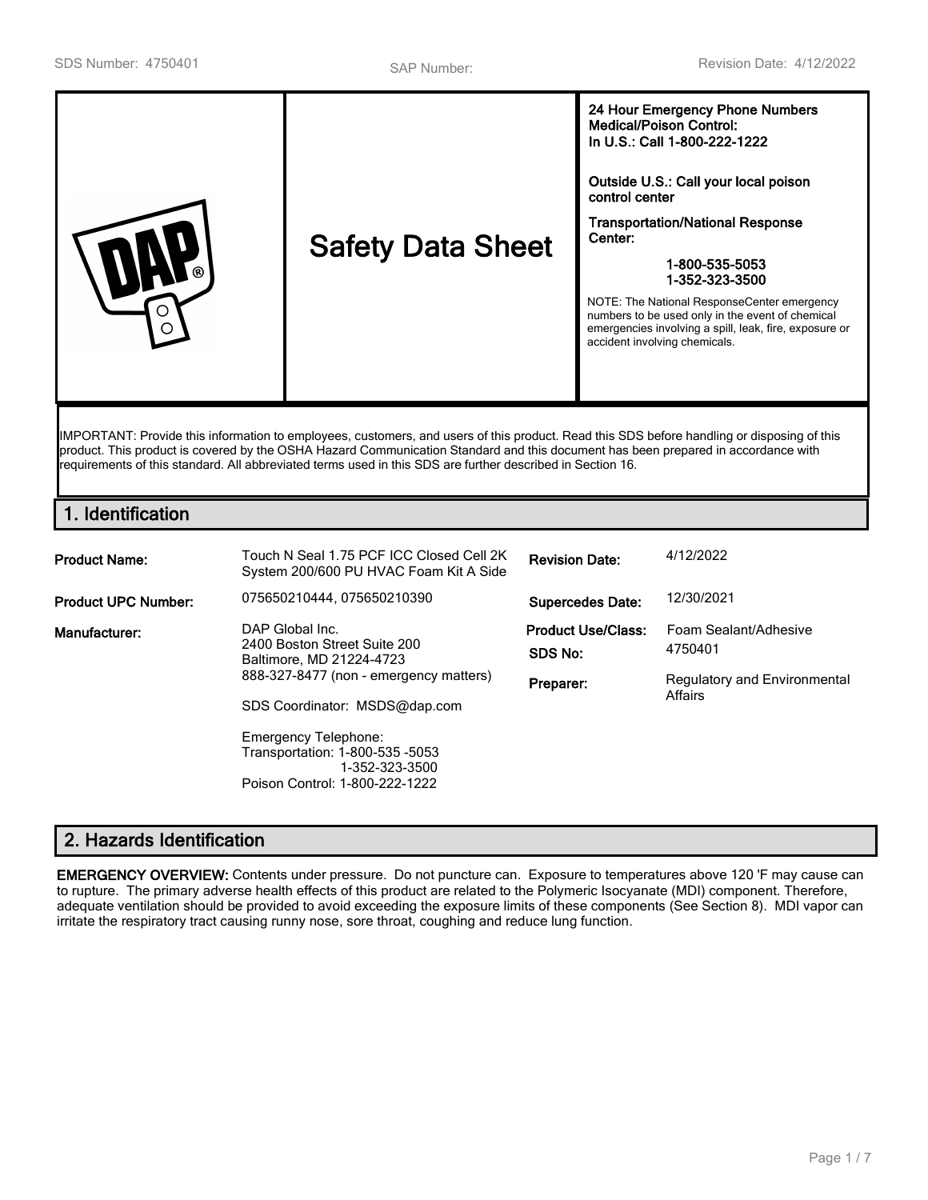SDS Number: 4750401 | SAP Number: | Revision Date: 4/12/2022

| | Safety Data Sheet | **24 Hour Emergency Phone Numbers Medical/Poison Control: In U.S.: Call 1-800-222-1222**<br><br>**Outside U.S.: Call your local poison control center**<br><br>**Transportation/National Response Center:**<br>**1-800-535-5053**<br>**1-352-323-3500**<br><br>NOTE: The National ResponseCenter emergency numbers to be used only in the event of chemical emergencies involving a spill, leak, fire, exposure or accident involving chemicals. |
|---|---|---|

IMPORTANT: Provide this information to employees, customers, and users of this product. Read this SDS before handling or disposing of this product. This product is covered by the OSHA Hazard Communication Standard and this document has been prepared in accordance with requirements of this standard. All abbreviated terms used in this SDS are further described in Section 16.

## 1. Identification

| | | | |
|---|---|---|---|
| **Product Name:** | Touch N Seal 1.75 PCF ICC Closed Cell 2K System 200/600 PU HVAC Foam Kit A Side | **Revision Date:** | 4/12/2022 |
| **Product UPC Number:** | 075650210444, 075650210390 | **Supercedes Date:** | 12/30/2021 |
| **Manufacturer:** | DAP Global Inc.<br>2400 Boston Street Suite 200<br>Baltimore, MD 21224-4723<br>888-327-8477 (non - emergency matters)<br><br>SDS Coordinator: MSDS@dap.com<br><br>Emergency Telephone:<br>Transportation: 1-800-535 -5053<br>1-352-323-3500<br>Poison Control: 1-800-222-1222 | **Product Use/Class:**<br>**SDS No:**<br>**Preparer:** | Foam Sealant/Adhesive<br>4750401<br>Regulatory and Environmental Affairs |

## 2. Hazards Identification

**EMERGENCY OVERVIEW:** Contents under pressure. Do not puncture can. Exposure to temperatures above 120 'F may cause can to rupture. The primary adverse health effects of this product are related to the Polymeric Isocyanate (MDI) component. Therefore, adequate ventilation should be provided to avoid exceeding the exposure limits of these components (See Section 8). MDI vapor can irritate the respiratory tract causing runny nose, sore throat, coughing and reduce lung function.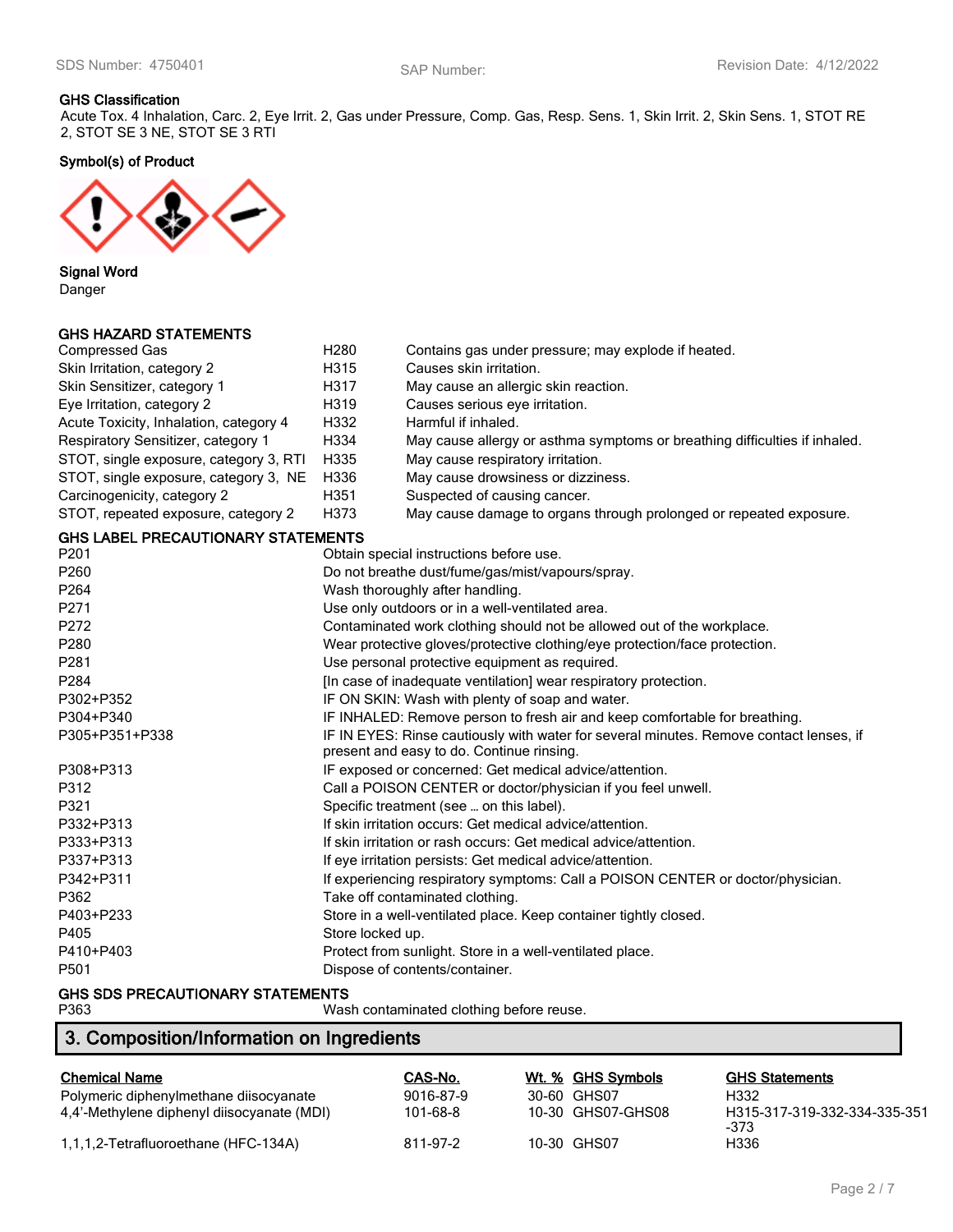### GHS Classification

Acute Tox. 4 Inhalation, Carc. 2, Eye Irrit. 2, Gas under Pressure, Comp. Gas, Resp. Sens. 1, Skin Irrit. 2, Skin Sens. 1, STOT RE 2, STOT SE 3 NE, STOT SE 3 RTI

### Symbol(s) of Product

### Signal Word

Danger

### GHS HAZARD STATEMENTS

| | | |
|---|---|---|
| Compressed Gas | H280 | Contains gas under pressure; may explode if heated. |
| Skin Irritation, category 2 | H315 | Causes skin irritation. |
| Skin Sensitizer, category 1 | H317 | May cause an allergic skin reaction. |
| Eye Irritation, category 2 | H319 | Causes serious eye irritation. |
| Acute Toxicity, Inhalation, category 4 | H332 | Harmful if inhaled. |
| Respiratory Sensitizer, category 1 | H334 | May cause allergy or asthma symptoms or breathing difficulties if inhaled. |
| STOT, single exposure, category 3, RTI | H335 | May cause respiratory irritation. |
| STOT, single exposure, category 3, NE | H336 | May cause drowsiness or dizziness. |
| Carcinogenicity, category 2 | H351 | Suspected of causing cancer. |
| STOT, repeated exposure, category 2 | H373 | May cause damage to organs through prolonged or repeated exposure. |

### GHS LABEL PRECAUTIONARY STATEMENTS

| | |
|---|---|
| P201 | Obtain special instructions before use. |
| P260 | Do not breathe dust/fume/gas/mist/vapours/spray. |
| P264 | Wash thoroughly after handling. |
| P271 | Use only outdoors or in a well-ventilated area. |
| P272 | Contaminated work clothing should not be allowed out of the workplace. |
| P280 | Wear protective gloves/protective clothing/eye protection/face protection. |
| P281 | Use personal protective equipment as required. |
| P284 | [In case of inadequate ventilation] wear respiratory protection. |
| P302+P352 | IF ON SKIN: Wash with plenty of soap and water. |
| P304+P340 | IF INHALED: Remove person to fresh air and keep comfortable for breathing. |
| P305+P351+P338 | IF IN EYES: Rinse cautiously with water for several minutes. Remove contact lenses, if present and easy to do. Continue rinsing. |
| P308+P313 | IF exposed or concerned: Get medical advice/attention. |
| P312 | Call a POISON CENTER or doctor/physician if you feel unwell. |
| P321 | Specific treatment (see … on this label). |
| P332+P313 | If skin irritation occurs: Get medical advice/attention. |
| P333+P313 | If skin irritation or rash occurs: Get medical advice/attention. |
| P337+P313 | If eye irritation persists: Get medical advice/attention. |
| P342+P311 | If experiencing respiratory symptoms: Call a POISON CENTER or doctor/physician. |
| P362 | Take off contaminated clothing. |
| P403+P233 | Store in a well-ventilated place. Keep container tightly closed. |
| P405 | Store locked up. |
| P410+P403 | Protect from sunlight. Store in a well-ventilated place. |
| P501 | Dispose of contents/container. |

### GHS SDS PRECAUTIONARY STATEMENTS

| | |
|---|---|
| P363 | Wash contaminated clothing before reuse. |

## 3. Composition/Information on Ingredients

| Chemical Name | CAS-No. | Wt. % | GHS Symbols | GHS Statements |
|---|---|---|---|---|
| Polymeric diphenylmethane diisocyanate | 9016-87-9 | 30-60 | GHS07 | H332 |
| 4,4'-Methylene diphenyl diisocyanate (MDI) | 101-68-8 | 10-30 | GHS07-GHS08 | H315-317-319-332-334-335-351-373 |
| 1,1,1,2-Tetrafluoroethane (HFC-134A) | 811-97-2 | 10-30 | GHS07 | H336 |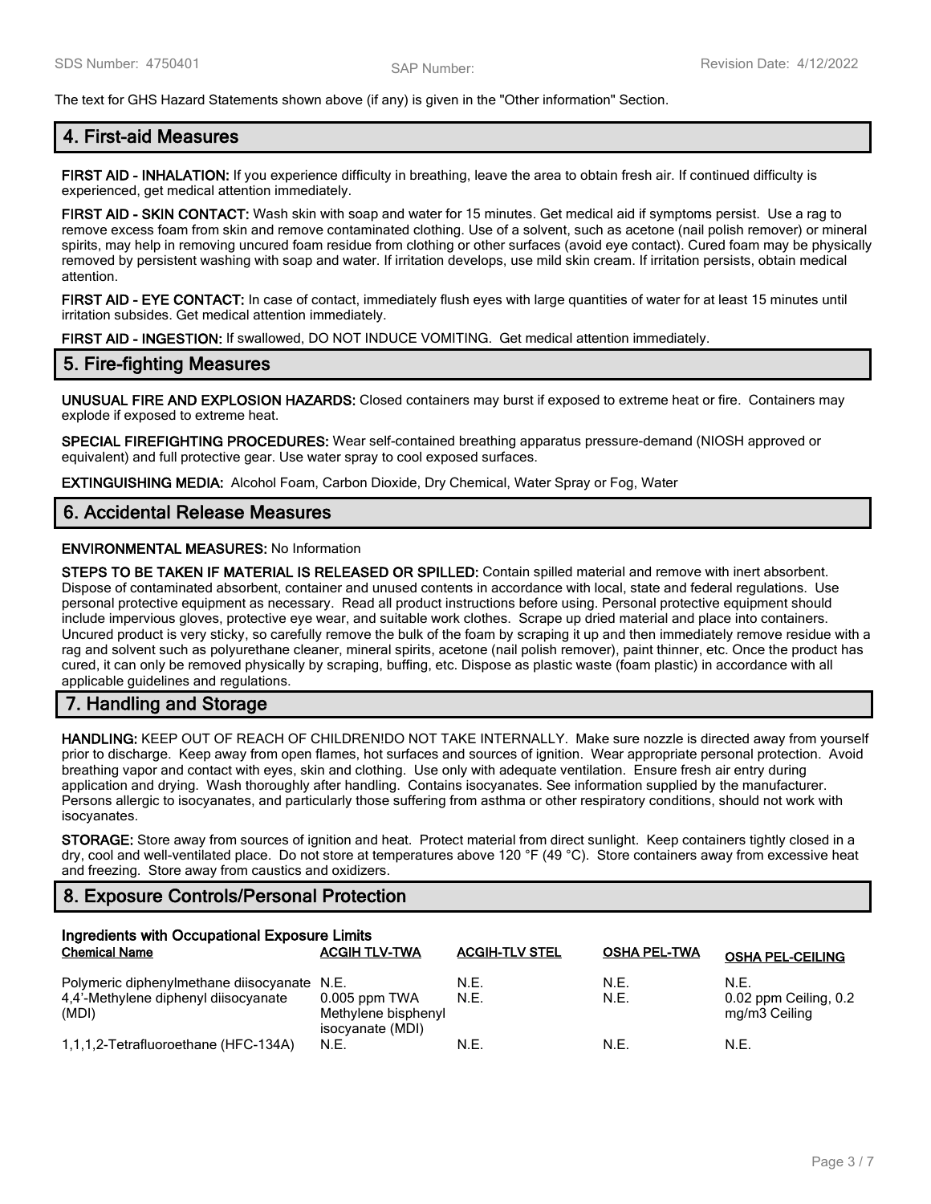The text for GHS Hazard Statements shown above (if any) is given in the "Other information" Section.

## 4. First-aid Measures

**FIRST AID - INHALATION:** If you experience difficulty in breathing, leave the area to obtain fresh air. If continued difficulty is experienced, get medical attention immediately.

**FIRST AID - SKIN CONTACT:** Wash skin with soap and water for 15 minutes. Get medical aid if symptoms persist. Use a rag to remove excess foam from skin and remove contaminated clothing. Use of a solvent, such as acetone (nail polish remover) or mineral spirits, may help in removing uncured foam residue from clothing or other surfaces (avoid eye contact). Cured foam may be physically removed by persistent washing with soap and water. If irritation develops, use mild skin cream. If irritation persists, obtain medical attention.

**FIRST AID - EYE CONTACT:** In case of contact, immediately flush eyes with large quantities of water for at least 15 minutes until irritation subsides. Get medical attention immediately.

**FIRST AID - INGESTION:** If swallowed, DO NOT INDUCE VOMITING. Get medical attention immediately.

## 5. Fire-fighting Measures

**UNUSUAL FIRE AND EXPLOSION HAZARDS:** Closed containers may burst if exposed to extreme heat or fire. Containers may explode if exposed to extreme heat.

**SPECIAL FIREFIGHTING PROCEDURES:** Wear self-contained breathing apparatus pressure-demand (NIOSH approved or equivalent) and full protective gear. Use water spray to cool exposed surfaces.

**EXTINGUISHING MEDIA:** Alcohol Foam, Carbon Dioxide, Dry Chemical, Water Spray or Fog, Water

## 6. Accidental Release Measures

**ENVIRONMENTAL MEASURES:** No Information

**STEPS TO BE TAKEN IF MATERIAL IS RELEASED OR SPILLED:** Contain spilled material and remove with inert absorbent. Dispose of contaminated absorbent, container and unused contents in accordance with local, state and federal regulations. Use personal protective equipment as necessary. Read all product instructions before using. Personal protective equipment should include impervious gloves, protective eye wear, and suitable work clothes. Scrape up dried material and place into containers. Uncured product is very sticky, so carefully remove the bulk of the foam by scraping it up and then immediately remove residue with a rag and solvent such as polyurethane cleaner, mineral spirits, acetone (nail polish remover), paint thinner, etc. Once the product has cured, it can only be removed physically by scraping, buffing, etc. Dispose as plastic waste (foam plastic) in accordance with all applicable guidelines and regulations.

## 7. Handling and Storage

**HANDLING:** KEEP OUT OF REACH OF CHILDREN!DO NOT TAKE INTERNALLY. Make sure nozzle is directed away from yourself prior to discharge. Keep away from open flames, hot surfaces and sources of ignition. Wear appropriate personal protection. Avoid breathing vapor and contact with eyes, skin and clothing. Use only with adequate ventilation. Ensure fresh air entry during application and drying. Wash thoroughly after handling. Contains isocyanates. See information supplied by the manufacturer. Persons allergic to isocyanates, and particularly those suffering from asthma or other respiratory conditions, should not work with isocyanates.

**STORAGE:** Store away from sources of ignition and heat. Protect material from direct sunlight. Keep containers tightly closed in a dry, cool and well-ventilated place. Do not store at temperatures above 120 °F (49 °C). Store containers away from excessive heat and freezing. Store away from caustics and oxidizers.

## 8. Exposure Controls/Personal Protection

**Ingredients with Occupational Exposure Limits**

| Chemical Name | ACGIH TLV-TWA | ACGIH-TLV STEL | OSHA PEL-TWA | OSHA PEL-CEILING |
|---|---|---|---|---|
| Polymeric diphenylmethane diisocyanate | N.E. | N.E. | N.E. | N.E. |
| 4,4'-Methylene diphenyl diisocyanate (MDI) | 0.005 ppm TWA Methylene bisphenyl isocyanate (MDI) | N.E. | N.E. | 0.02 ppm Ceiling, 0.2 mg/m3 Ceiling |
| 1,1,1,2-Tetrafluoroethane (HFC-134A) | N.E. | N.E. | N.E. | N.E. |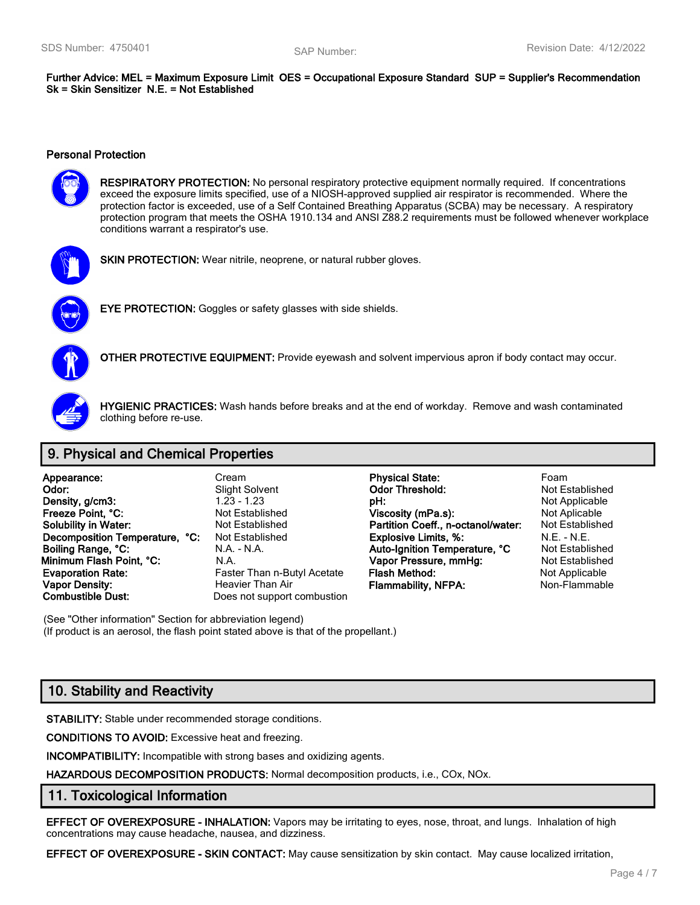**Further Advice: MEL = Maximum Exposure Limit OES = Occupational Exposure Standard SUP = Supplier's Recommendation Sk = Skin Sensitizer N.E. = Not Established**

### Personal Protection

**RESPIRATORY PROTECTION:** No personal respiratory protective equipment normally required. If concentrations exceed the exposure limits specified, use of a NIOSH-approved supplied air respirator is recommended. Where the protection factor is exceeded, use of a Self Contained Breathing Apparatus (SCBA) may be necessary. A respiratory protection program that meets the OSHA 1910.134 and ANSI Z88.2 requirements must be followed whenever workplace conditions warrant a respirator's use.

**SKIN PROTECTION:** Wear nitrile, neoprene, or natural rubber gloves.

**EYE PROTECTION:** Goggles or safety glasses with side shields.

**OTHER PROTECTIVE EQUIPMENT:** Provide eyewash and solvent impervious apron if body contact may occur.

**HYGIENIC PRACTICES:** Wash hands before breaks and at the end of workday. Remove and wash contaminated clothing before re-use.

## 9. Physical and Chemical Properties

| | | | |
|---|---|---|---|
| **Appearance:** | Cream | **Physical State:** | Foam |
| **Odor:** | Slight Solvent | **Odor Threshold:** | Not Established |
| **Density, g/cm3:** | 1.23 - 1.23 | **pH:** | Not Applicable |
| **Freeze Point, °C:** | Not Established | **Viscosity (mPa.s):** | Not Aplicable |
| **Solubility in Water:** | Not Established | **Partition Coeff., n-octanol/water:** | Not Established |
| **Decomposition Temperature, °C:** | Not Established | **Explosive Limits, %:** | N.E. - N.E. |
| **Boiling Range, °C:** | N.A. - N.A. | **Auto-Ignition Temperature, °C** | Not Established |
| **Minimum Flash Point, °C:** | N.A. | **Vapor Pressure, mmHg:** | Not Established |
| **Evaporation Rate:** | Faster Than n-Butyl Acetate | **Flash Method:** | Not Applicable |
| **Vapor Density:** | Heavier Than Air | **Flammability, NFPA:** | Non-Flammable |
| **Combustible Dust:** | Does not support combustion | | |

(See "Other information" Section for abbreviation legend)
(If product is an aerosol, the flash point stated above is that of the propellant.)

## 10. Stability and Reactivity

**STABILITY:** Stable under recommended storage conditions.

**CONDITIONS TO AVOID:** Excessive heat and freezing.

**INCOMPATIBILITY:** Incompatible with strong bases and oxidizing agents.

**HAZARDOUS DECOMPOSITION PRODUCTS:** Normal decomposition products, i.e., COx, NOx.

## 11. Toxicological Information

**EFFECT OF OVEREXPOSURE - INHALATION:** Vapors may be irritating to eyes, nose, throat, and lungs. Inhalation of high concentrations may cause headache, nausea, and dizziness.

**EFFECT OF OVEREXPOSURE - SKIN CONTACT:** May cause sensitization by skin contact. May cause localized irritation,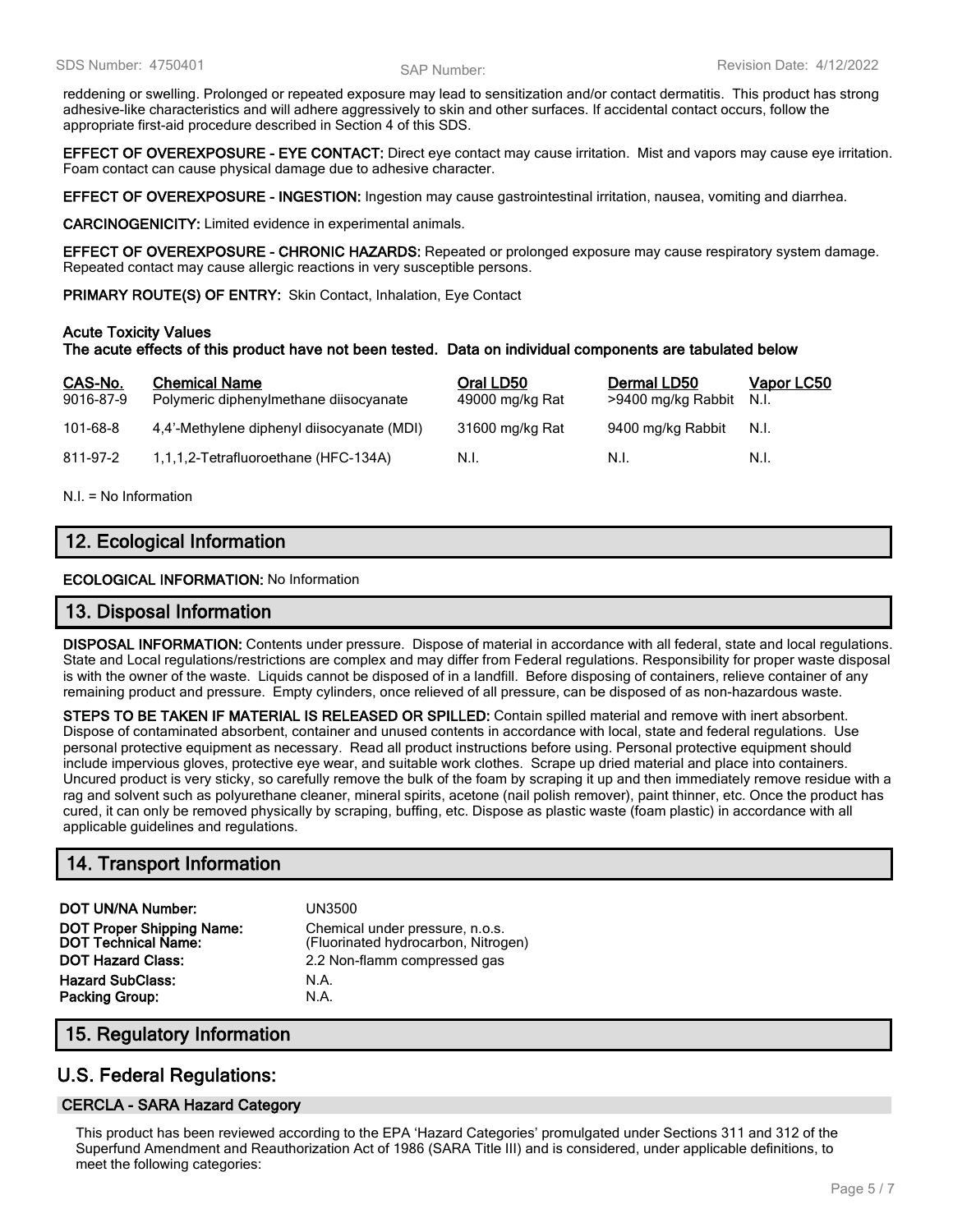reddening or swelling. Prolonged or repeated exposure may lead to sensitization and/or contact dermatitis. This product has strong adhesive-like characteristics and will adhere aggressively to skin and other surfaces. If accidental contact occurs, follow the appropriate first-aid procedure described in Section 4 of this SDS.

**EFFECT OF OVEREXPOSURE - EYE CONTACT:** Direct eye contact may cause irritation. Mist and vapors may cause eye irritation. Foam contact can cause physical damage due to adhesive character.

**EFFECT OF OVEREXPOSURE - INGESTION:** Ingestion may cause gastrointestinal irritation, nausea, vomiting and diarrhea.

**CARCINOGENICITY:** Limited evidence in experimental animals.

**EFFECT OF OVEREXPOSURE - CHRONIC HAZARDS:** Repeated or prolonged exposure may cause respiratory system damage. Repeated contact may cause allergic reactions in very susceptible persons.

**PRIMARY ROUTE(S) OF ENTRY:** Skin Contact, Inhalation, Eye Contact

**Acute Toxicity Values**
**The acute effects of this product have not been tested. Data on individual components are tabulated below**

| CAS-No. | Chemical Name | Oral LD50 | Dermal LD50 | Vapor LC50 |
|---|---|---|---|---|
| 9016-87-9 | Polymeric diphenylmethane diisocyanate | 49000 mg/kg Rat | >9400 mg/kg Rabbit | N.I. |
| 101-68-8 | 4,4'-Methylene diphenyl diisocyanate (MDI) | 31600 mg/kg Rat | 9400 mg/kg Rabbit | N.I. |
| 811-97-2 | 1,1,1,2-Tetrafluoroethane (HFC-134A) | N.I. | N.I. | N.I. |

N.I. = No Information

## 12. Ecological Information

**ECOLOGICAL INFORMATION:** No Information

## 13. Disposal Information

**DISPOSAL INFORMATION:** Contents under pressure. Dispose of material in accordance with all federal, state and local regulations. State and Local regulations/restrictions are complex and may differ from Federal regulations. Responsibility for proper waste disposal is with the owner of the waste. Liquids cannot be disposed of in a landfill. Before disposing of containers, relieve container of any remaining product and pressure. Empty cylinders, once relieved of all pressure, can be disposed of as non-hazardous waste.

**STEPS TO BE TAKEN IF MATERIAL IS RELEASED OR SPILLED:** Contain spilled material and remove with inert absorbent. Dispose of contaminated absorbent, container and unused contents in accordance with local, state and federal regulations. Use personal protective equipment as necessary. Read all product instructions before using. Personal protective equipment should include impervious gloves, protective eye wear, and suitable work clothes. Scrape up dried material and place into containers. Uncured product is very sticky, so carefully remove the bulk of the foam by scraping it up and then immediately remove residue with a rag and solvent such as polyurethane cleaner, mineral spirits, acetone (nail polish remover), paint thinner, etc. Once the product has cured, it can only be removed physically by scraping, buffing, etc. Dispose as plastic waste (foam plastic) in accordance with all applicable guidelines and regulations.

## 14. Transport Information

| | |
|---|---|
| **DOT UN/NA Number:** | UN3500 |
| **DOT Proper Shipping Name:** | Chemical under pressure, n.o.s. |
| **DOT Technical Name:** | (Fluorinated hydrocarbon, Nitrogen) |
| **DOT Hazard Class:** | 2.2 Non-flamm compressed gas |
| **Hazard SubClass:** | N.A. |
| **Packing Group:** | N.A. |

## 15. Regulatory Information

## U.S. Federal Regulations:

### CERCLA - SARA Hazard Category

This product has been reviewed according to the EPA 'Hazard Categories' promulgated under Sections 311 and 312 of the Superfund Amendment and Reauthorization Act of 1986 (SARA Title III) and is considered, under applicable definitions, to meet the following categories: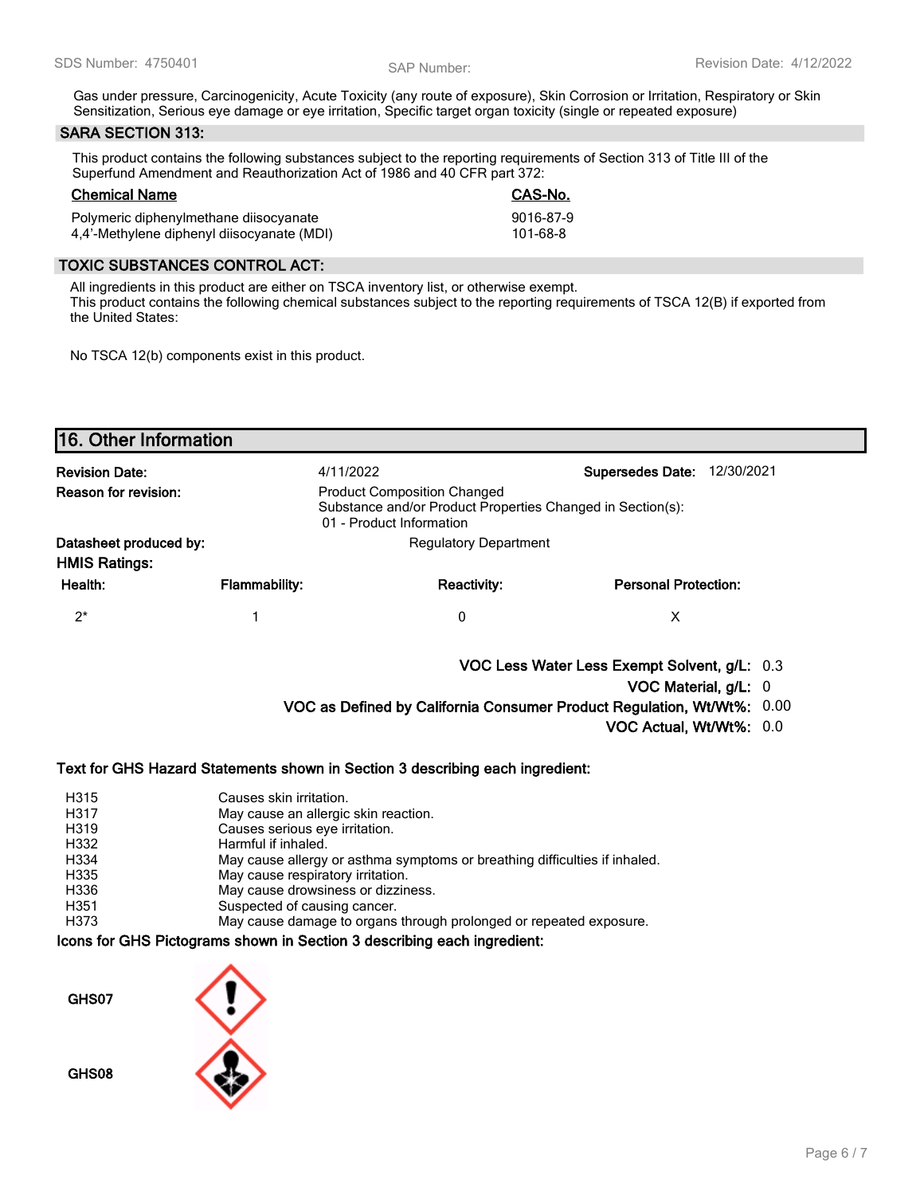Gas under pressure, Carcinogenicity, Acute Toxicity (any route of exposure), Skin Corrosion or Irritation, Respiratory or Skin Sensitization, Serious eye damage or eye irritation, Specific target organ toxicity (single or repeated exposure)

### SARA SECTION 313:

This product contains the following substances subject to the reporting requirements of Section 313 of Title III of the Superfund Amendment and Reauthorization Act of 1986 and 40 CFR part 372:

| Chemical Name | CAS-No. |
|---|---|
| Polymeric diphenylmethane diisocyanate | 9016-87-9 |
| 4,4'-Methylene diphenyl diisocyanate (MDI) | 101-68-8 |

### TOXIC SUBSTANCES CONTROL ACT:

All ingredients in this product are either on TSCA inventory list, or otherwise exempt.
This product contains the following chemical substances subject to the reporting requirements of TSCA 12(B) if exported from the United States:

No TSCA 12(b) components exist in this product.

## 16. Other Information

**Revision Date:** 4/11/2022 **Supersedes Date:** 12/30/2021

**Reason for revision:** Product Composition Changed
Substance and/or Product Properties Changed in Section(s):
01 - Product Information

**Datasheet produced by:** Regulatory Department

**HMIS Ratings:**

| Health: | Flammability: | Reactivity: | Personal Protection: |
|---|---|---|---|
| 2* | 1 | 0 | X |

**VOC Less Water Less Exempt Solvent, g/L:** 0.3
**VOC Material, g/L:** 0
**VOC as Defined by California Consumer Product Regulation, Wt/Wt%:** 0.00
**VOC Actual, Wt/Wt%:** 0.0

**Text for GHS Hazard Statements shown in Section 3 describing each ingredient:**

| | |
|---|---|
| H315 | Causes skin irritation. |
| H317 | May cause an allergic skin reaction. |
| H319 | Causes serious eye irritation. |
| H332 | Harmful if inhaled. |
| H334 | May cause allergy or asthma symptoms or breathing difficulties if inhaled. |
| H335 | May cause respiratory irritation. |
| H336 | May cause drowsiness or dizziness. |
| H351 | Suspected of causing cancer. |
| H373 | May cause damage to organs through prolonged or repeated exposure. |

**Icons for GHS Pictograms shown in Section 3 describing each ingredient:**

GHS07

GHS08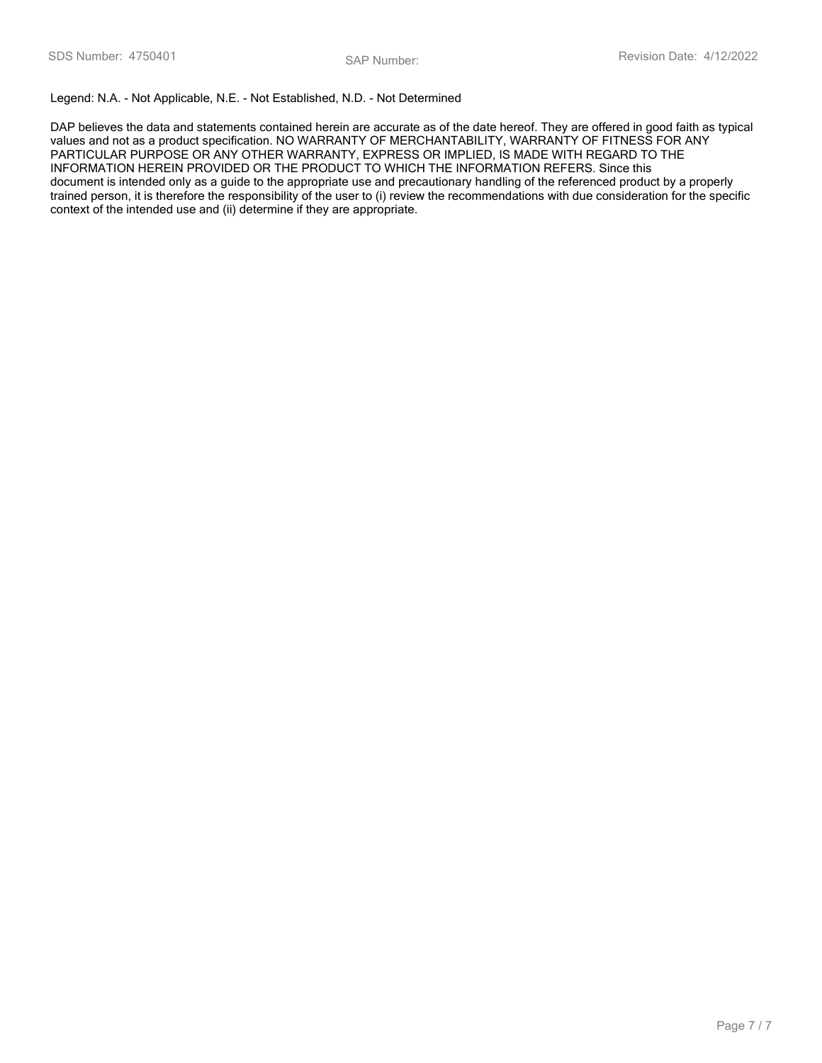Legend: N.A. - Not Applicable, N.E. - Not Established, N.D. - Not Determined

DAP believes the data and statements contained herein are accurate as of the date hereof. They are offered in good faith as typical values and not as a product specification. NO WARRANTY OF MERCHANTABILITY, WARRANTY OF FITNESS FOR ANY PARTICULAR PURPOSE OR ANY OTHER WARRANTY, EXPRESS OR IMPLIED, IS MADE WITH REGARD TO THE INFORMATION HEREIN PROVIDED OR THE PRODUCT TO WHICH THE INFORMATION REFERS. Since this document is intended only as a guide to the appropriate use and precautionary handling of the referenced product by a properly trained person, it is therefore the responsibility of the user to (i) review the recommendations with due consideration for the specific context of the intended use and (ii) determine if they are appropriate.